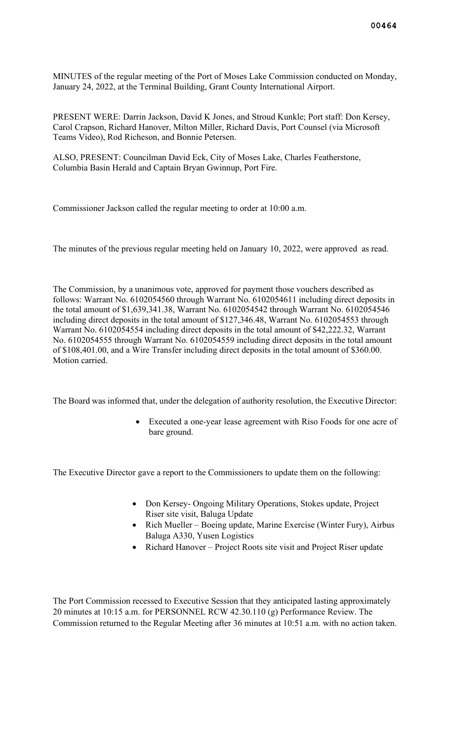MINUTES of the regular meeting of the Port of Moses Lake Commission conducted on Monday, January 24, 2022, at the Terminal Building, Grant County International Airport.

PRESENT WERE: Darrin Jackson, David K Jones, and Stroud Kunkle; Port staff: Don Kersey, Carol Crapson, Richard Hanover, Milton Miller, Richard Davis, Port Counsel (via Microsoft Teams Video), Rod Richeson, and Bonnie Petersen.

ALSO, PRESENT: Councilman David Eck, City of Moses Lake, Charles Featherstone, Columbia Basin Herald and Captain Bryan Gwinnup, Port Fire.

Commissioner Jackson called the regular meeting to order at 10:00 a.m.

The minutes of the previous regular meeting held on January 10, 2022, were approved as read.

The Commission, by a unanimous vote, approved for payment those vouchers described as follows: Warrant No. 6102054560 through Warrant No. 6102054611 including direct deposits in the total amount of $1,639,341.38, Warrant No. 6102054542 through Warrant No. 6102054546 including direct deposits in the total amount of $127,346.48, Warrant No. 6102054553 through Warrant No. 6102054554 including direct deposits in the total amount of $42,222.32, Warrant No. 6102054555 through Warrant No. 6102054559 including direct deposits in the total amount of $108,401.00, and a Wire Transfer including direct deposits in the total amount of $360.00. Motion carried.

The Board was informed that, under the delegation of authority resolution, the Executive Director:

- Executed a one-year lease agreement with Riso Foods for one acre of bare ground.

The Executive Director gave a report to the Commissioners to update them on the following:

- Don Kersey- Ongoing Military Operations, Stokes update, Project Riser site visit, Baluga Update
- Rich Mueller – Boeing update, Marine Exercise (Winter Fury), Airbus Baluga A330, Yusen Logistics
- Richard Hanover – Project Roots site visit and Project Riser update

The Port Commission recessed to Executive Session that they anticipated lasting approximately 20 minutes at 10:15 a.m. for PERSONNEL RCW 42.30.110 (g) Performance Review. The Commission returned to the Regular Meeting after 36 minutes at 10:51 a.m. with no action taken.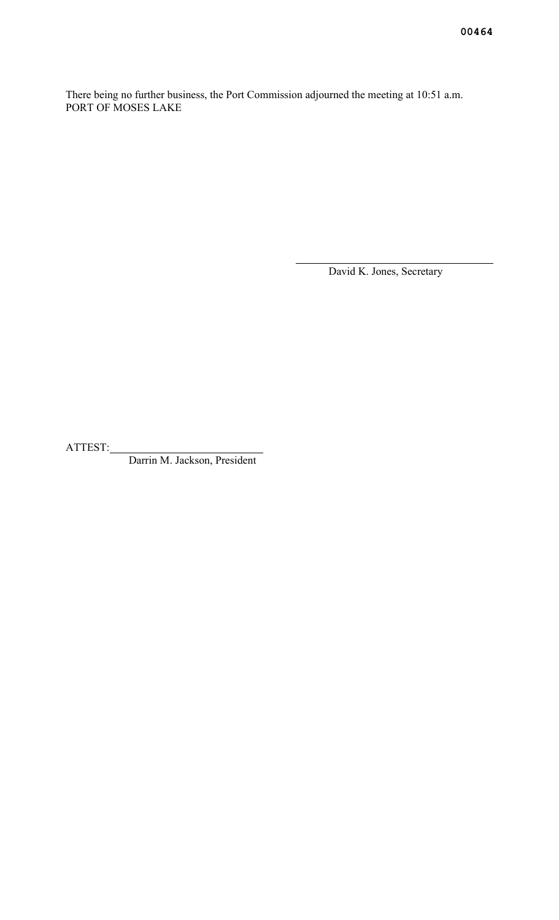There being no further business, the Port Commission adjourned the meeting at 10:51 a.m.
PORT OF MOSES LAKE

\_\_\_\_\_\_\_\_\_\_\_\_\_\_\_\_\_\_\_\_\_\_\_\_\_\_\_\_\_\_\_\_\_\_
David K. Jones, Secretary

ATTEST:\_\_\_\_\_\_\_\_\_\_\_\_\_\_\_\_\_\_\_\_\_\_\_\_\_\_\_\_
Darrin M. Jackson, President